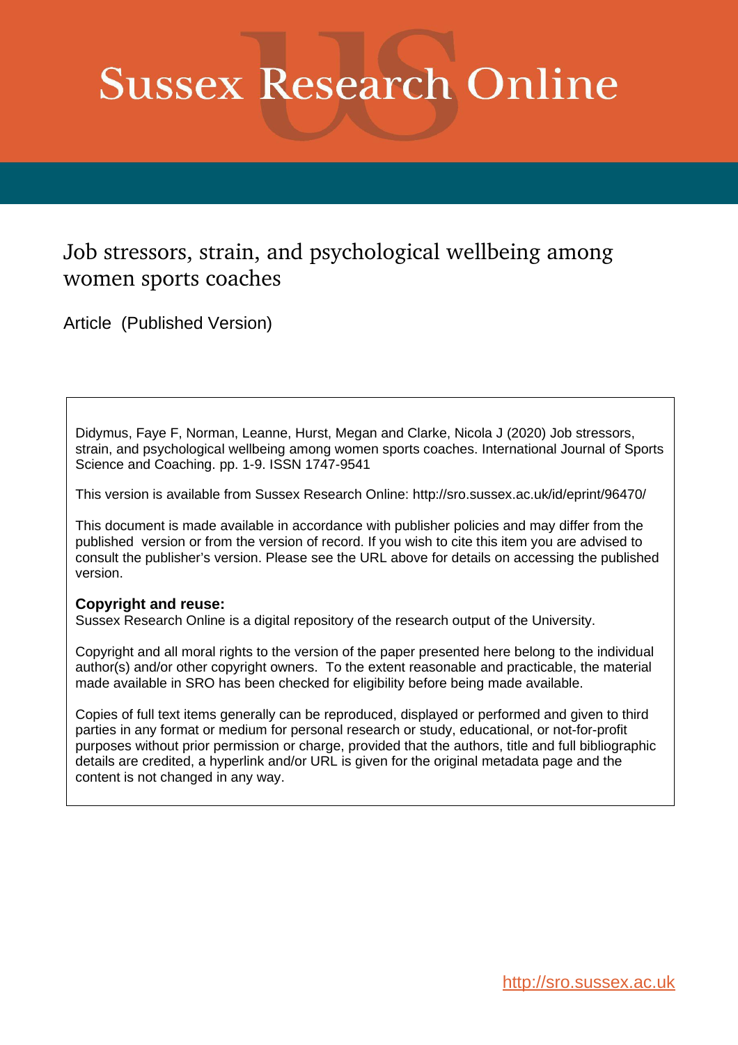# Sussex Research Online

## Job stressors, strain, and psychological wellbeing among women sports coaches

Article (Published Version)

Didymus, Faye F, Norman, Leanne, Hurst, Megan and Clarke, Nicola J (2020) Job stressors, strain, and psychological wellbeing among women sports coaches. International Journal of Sports Science and Coaching. pp. 1-9. ISSN 1747-9541

This version is available from Sussex Research Online: http://sro.sussex.ac.uk/id/eprint/96470/

This document is made available in accordance with publisher policies and may differ from the published version or from the version of record. If you wish to cite this item you are advised to consult the publisher's version. Please see the URL above for details on accessing the published version.

**Copyright and reuse:**
Sussex Research Online is a digital repository of the research output of the University.

Copyright and all moral rights to the version of the paper presented here belong to the individual author(s) and/or other copyright owners. To the extent reasonable and practicable, the material made available in SRO has been checked for eligibility before being made available.

Copies of full text items generally can be reproduced, displayed or performed and given to third parties in any format or medium for personal research or study, educational, or not-for-profit purposes without prior permission or charge, provided that the authors, title and full bibliographic details are credited, a hyperlink and/or URL is given for the original metadata page and the content is not changed in any way.

http://sro.sussex.ac.uk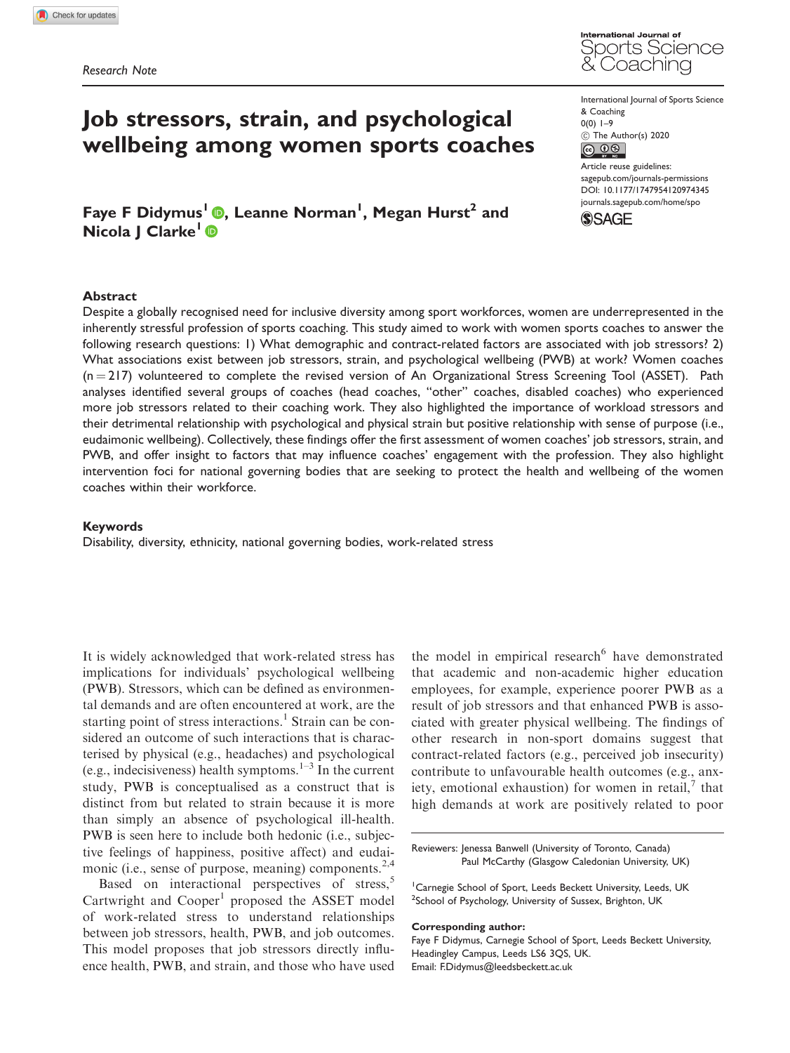Research Note

# Job stressors, strain, and psychological wellbeing among women sports coaches

**Faye F Didymus[1], Leanne Norman[1], Megan Hurst[2] and Nicola J Clarke[1]**

## Abstract

Despite a globally recognised need for inclusive diversity among sport workforces, women are underrepresented in the inherently stressful profession of sports coaching. This study aimed to work with women sports coaches to answer the following research questions: 1) What demographic and contract-related factors are associated with job stressors? 2) What associations exist between job stressors, strain, and psychological wellbeing (PWB) at work? Women coaches (n = 217) volunteered to complete the revised version of An Organizational Stress Screening Tool (ASSET). Path analyses identified several groups of coaches (head coaches, "other" coaches, disabled coaches) who experienced more job stressors related to their coaching work. They also highlighted the importance of workload stressors and their detrimental relationship with psychological and physical strain but positive relationship with sense of purpose (i.e., eudaimonic wellbeing). Collectively, these findings offer the first assessment of women coaches' job stressors, strain, and PWB, and offer insight to factors that may influence coaches' engagement with the profession. They also highlight intervention foci for national governing bodies that are seeking to protect the health and wellbeing of the women coaches within their workforce.

## Keywords

Disability, diversity, ethnicity, national governing bodies, work-related stress

It is widely acknowledged that work-related stress has implications for individuals' psychological wellbeing (PWB). Stressors, which can be defined as environmental demands and are often encountered at work, are the starting point of stress interactions.[1] Strain can be considered an outcome of such interactions that is characterised by physical (e.g., headaches) and psychological (e.g., indecisiveness) health symptoms.[1–3] In the current study, PWB is conceptualised as a construct that is distinct from but related to strain because it is more than simply an absence of psychological ill-health. PWB is seen here to include both hedonic (i.e., subjective feelings of happiness, positive affect) and eudaimonic (i.e., sense of purpose, meaning) components.[2,4]

Based on interactional perspectives of stress,[5] Cartwright and Cooper[1] proposed the ASSET model of work-related stress to understand relationships between job stressors, health, PWB, and job outcomes. This model proposes that job stressors directly influence health, PWB, and strain, and those who have used the model in empirical research[6] have demonstrated that academic and non-academic higher education employees, for example, experience poorer PWB as a result of job stressors and that enhanced PWB is associated with greater physical wellbeing. The findings of other research in non-sport domains suggest that contract-related factors (e.g., perceived job insecurity) contribute to unfavourable health outcomes (e.g., anxiety, emotional exhaustion) for women in retail,[7] that high demands at work are positively related to poor

Reviewers: Jenessa Banwell (University of Toronto, Canada)
Paul McCarthy (Glasgow Caledonian University, UK)

[1]Carnegie School of Sport, Leeds Beckett University, Leeds, UK
[2]School of Psychology, University of Sussex, Brighton, UK

**Corresponding author:**
Faye F Didymus, Carnegie School of Sport, Leeds Beckett University, Headingley Campus, Leeds LS6 3QS, UK.
Email: F.Didymus@leedsbeckett.ac.uk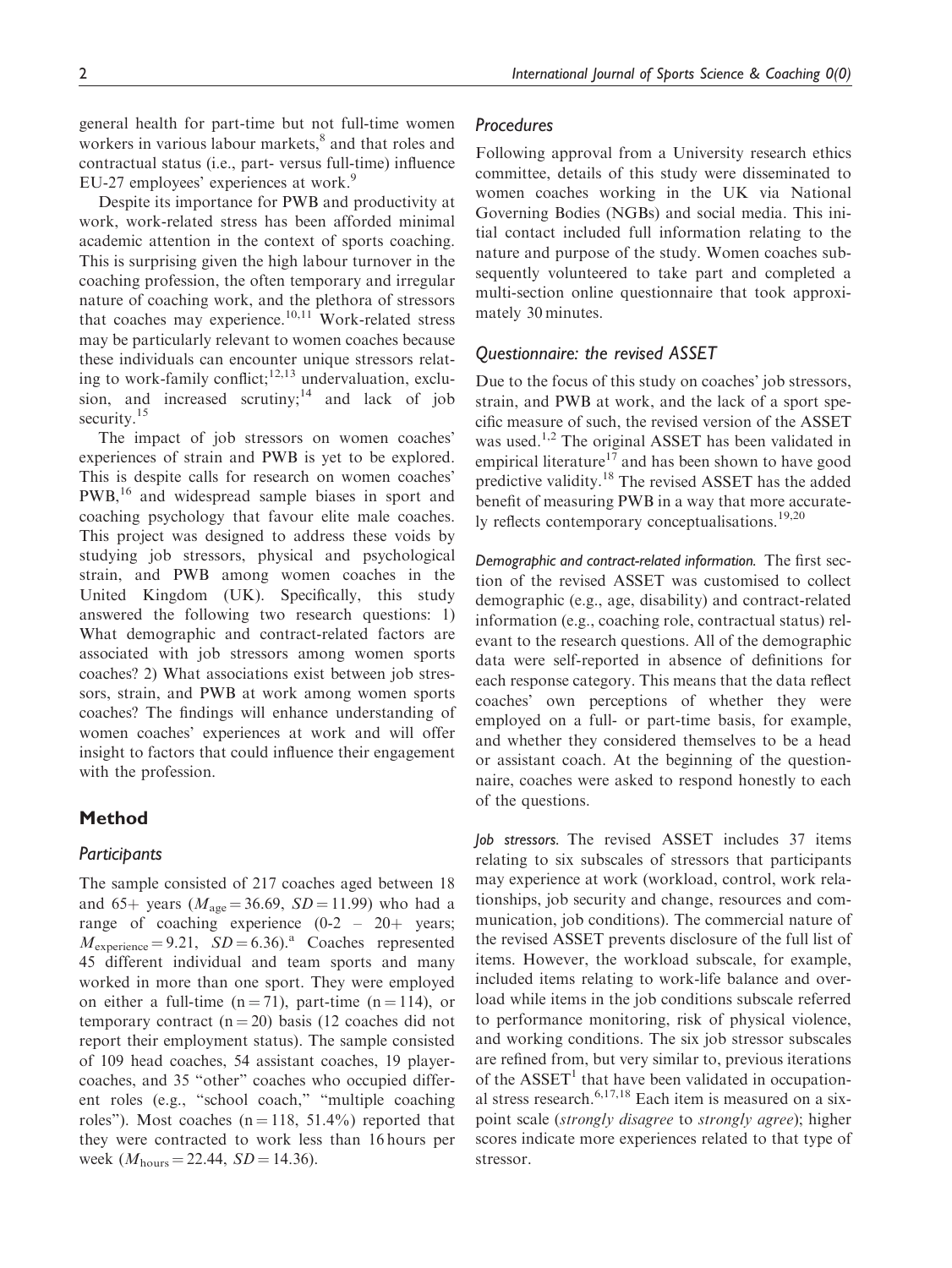general health for part-time but not full-time women workers in various labour markets,[8] and that roles and contractual status (i.e., part- versus full-time) influence EU-27 employees' experiences at work.[9]

Despite its importance for PWB and productivity at work, work-related stress has been afforded minimal academic attention in the context of sports coaching. This is surprising given the high labour turnover in the coaching profession, the often temporary and irregular nature of coaching work, and the plethora of stressors that coaches may experience.[10,11] Work-related stress may be particularly relevant to women coaches because these individuals can encounter unique stressors relating to work-family conflict;[12,13] undervaluation, exclusion, and increased scrutiny;[14] and lack of job security.[15]

The impact of job stressors on women coaches' experiences of strain and PWB is yet to be explored. This is despite calls for research on women coaches' PWB,[16] and widespread sample biases in sport and coaching psychology that favour elite male coaches. This project was designed to address these voids by studying job stressors, physical and psychological strain, and PWB among women coaches in the United Kingdom (UK). Specifically, this study answered the following two research questions: 1) What demographic and contract-related factors are associated with job stressors among women sports coaches? 2) What associations exist between job stressors, strain, and PWB at work among women sports coaches? The findings will enhance understanding of women coaches' experiences at work and will offer insight to factors that could influence their engagement with the profession.

## Method

### Participants

The sample consisted of 217 coaches aged between 18 and 65+ years ($M_{age} = 36.69$, $SD = 11.99$) who had a range of coaching experience (0-2 – 20+ years; $M_{experience} = 9.21$, $SD = 6.36$).[a] Coaches represented 45 different individual and team sports and many worked in more than one sport. They were employed on either a full-time ($n = 71$), part-time ($n = 114$), or temporary contract ($n = 20$) basis (12 coaches did not report their employment status). The sample consisted of 109 head coaches, 54 assistant coaches, 19 player-coaches, and 35 "other" coaches who occupied different roles (e.g., "school coach," "multiple coaching roles"). Most coaches ($n = 118$, 51.4%) reported that they were contracted to work less than 16 hours per week ($M_{hours} = 22.44$, $SD = 14.36$).

### Procedures

Following approval from a University research ethics committee, details of this study were disseminated to women coaches working in the UK via National Governing Bodies (NGBs) and social media. This initial contact included full information relating to the nature and purpose of the study. Women coaches subsequently volunteered to take part and completed a multi-section online questionnaire that took approximately 30 minutes.

### Questionnaire: the revised ASSET

Due to the focus of this study on coaches' job stressors, strain, and PWB at work, and the lack of a sport specific measure of such, the revised version of the ASSET was used.[1,2] The original ASSET has been validated in empirical literature[17] and has been shown to have good predictive validity.[18] The revised ASSET has the added benefit of measuring PWB in a way that more accurately reflects contemporary conceptualisations.[19,20]

*Demographic and contract-related information.* The first section of the revised ASSET was customised to collect demographic (e.g., age, disability) and contract-related information (e.g., coaching role, contractual status) relevant to the research questions. All of the demographic data were self-reported in absence of definitions for each response category. This means that the data reflect coaches' own perceptions of whether they were employed on a full- or part-time basis, for example, and whether they considered themselves to be a head or assistant coach. At the beginning of the questionnaire, coaches were asked to respond honestly to each of the questions.

*Job stressors.* The revised ASSET includes 37 items relating to six subscales of stressors that participants may experience at work (workload, control, work relationships, job security and change, resources and communication, job conditions). The commercial nature of the revised ASSET prevents disclosure of the full list of items. However, the workload subscale, for example, included items relating to work-life balance and overload while items in the job conditions subscale referred to performance monitoring, risk of physical violence, and working conditions. The six job stressor subscales are refined from, but very similar to, previous iterations of the ASSET[1] that have been validated in occupational stress research.[6,17,18] Each item is measured on a six-point scale (*strongly disagree* to *strongly agree*); higher scores indicate more experiences related to that type of stressor.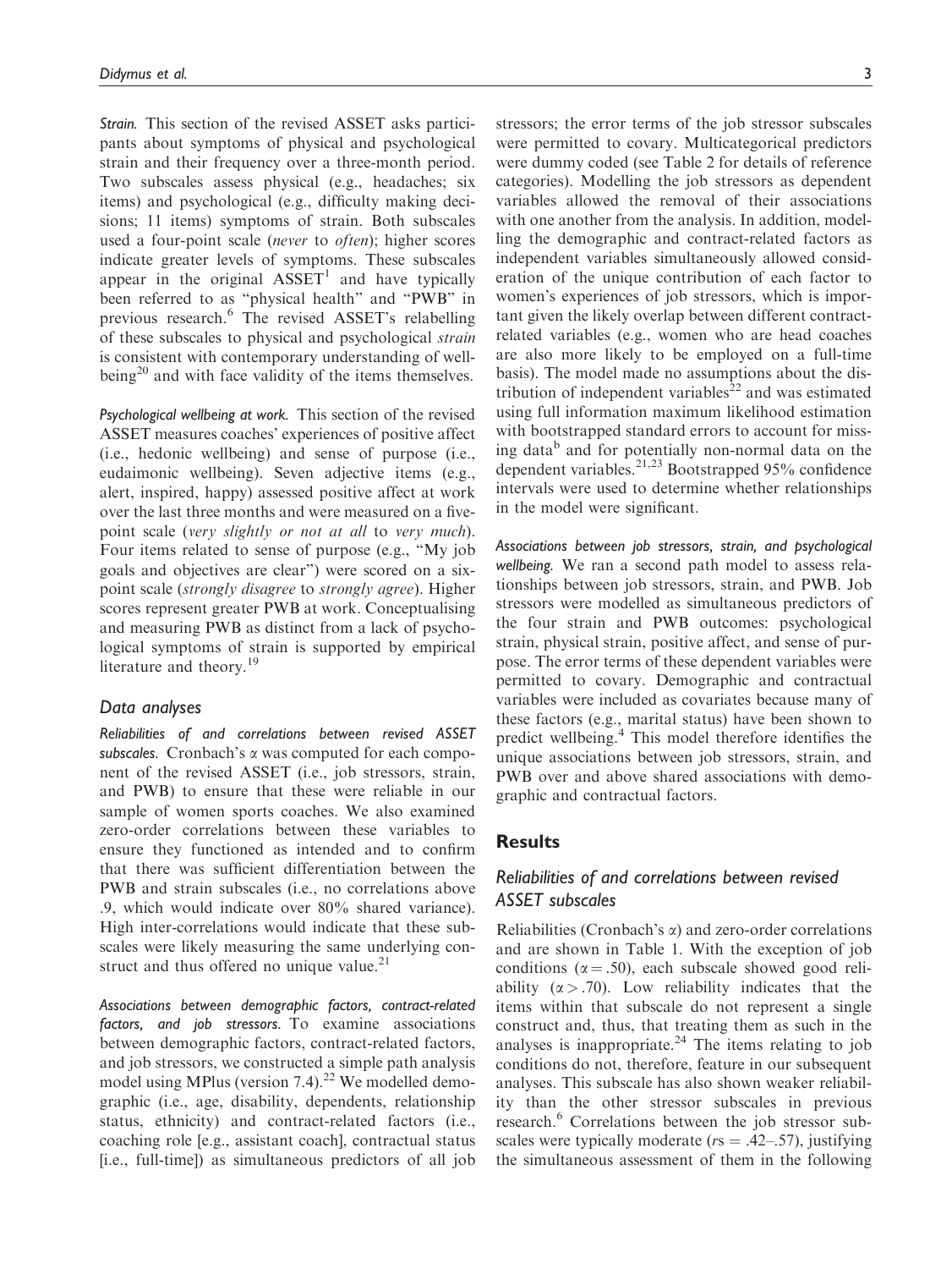*Strain.* This section of the revised ASSET asks participants about symptoms of physical and psychological strain and their frequency over a three-month period. Two subscales assess physical (e.g., headaches; six items) and psychological (e.g., difficulty making decisions; 11 items) symptoms of strain. Both subscales used a four-point scale (*never* to *often*); higher scores indicate greater levels of symptoms. These subscales appear in the original ASSET[1] and have typically been referred to as "physical health" and "PWB" in previous research.[6] The revised ASSET's relabelling of these subscales to physical and psychological *strain* is consistent with contemporary understanding of wellbeing[20] and with face validity of the items themselves.

*Psychological wellbeing at work.* This section of the revised ASSET measures coaches' experiences of positive affect (i.e., hedonic wellbeing) and sense of purpose (i.e., eudaimonic wellbeing). Seven adjective items (e.g., alert, inspired, happy) assessed positive affect at work over the last three months and were measured on a five-point scale (*very slightly or not at all* to *very much*). Four items related to sense of purpose (e.g., "My job goals and objectives are clear") were scored on a six-point scale (*strongly disagree* to *strongly agree*). Higher scores represent greater PWB at work. Conceptualising and measuring PWB as distinct from a lack of psychological symptoms of strain is supported by empirical literature and theory.[19]

## Data analyses

*Reliabilities of and correlations between revised ASSET subscales.* Cronbach's $\alpha$ was computed for each component of the revised ASSET (i.e., job stressors, strain, and PWB) to ensure that these were reliable in our sample of women sports coaches. We also examined zero-order correlations between these variables to ensure they functioned as intended and to confirm that there was sufficient differentiation between the PWB and strain subscales (i.e., no correlations above .9, which would indicate over 80% shared variance). High inter-correlations would indicate that these subscales were likely measuring the same underlying construct and thus offered no unique value.[21]

*Associations between demographic factors, contract-related factors, and job stressors.* To examine associations between demographic factors, contract-related factors, and job stressors, we constructed a simple path analysis model using MPlus (version 7.4).[22] We modelled demographic (i.e., age, disability, dependents, relationship status, ethnicity) and contract-related factors (i.e., coaching role [e.g., assistant coach], contractual status [i.e., full-time]) as simultaneous predictors of all job stressors; the error terms of the job stressor subscales were permitted to covary. Multicategorical predictors were dummy coded (see Table 2 for details of reference categories). Modelling the job stressors as dependent variables allowed the removal of their associations with one another from the analysis. In addition, modelling the demographic and contract-related factors as independent variables simultaneously allowed consideration of the unique contribution of each factor to women's experiences of job stressors, which is important given the likely overlap between different contract-related variables (e.g., women who are head coaches are also more likely to be employed on a full-time basis). The model made no assumptions about the distribution of independent variables[22] and was estimated using full information maximum likelihood estimation with bootstrapped standard errors to account for missing data[b] and for potentially non-normal data on the dependent variables.[21,23] Bootstrapped 95% confidence intervals were used to determine whether relationships in the model were significant.

*Associations between job stressors, strain, and psychological wellbeing.* We ran a second path model to assess relationships between job stressors, strain, and PWB. Job stressors were modelled as simultaneous predictors of the four strain and PWB outcomes: psychological strain, physical strain, positive affect, and sense of purpose. The error terms of these dependent variables were permitted to covary. Demographic and contractual variables were included as covariates because many of these factors (e.g., marital status) have been shown to predict wellbeing.[4] This model therefore identifies the unique associations between job stressors, strain, and PWB over and above shared associations with demographic and contractual factors.

# Results

## Reliabilities of and correlations between revised ASSET subscales

Reliabilities (Cronbach's $\alpha$) and zero-order correlations and are shown in Table 1. With the exception of job conditions ($\alpha = .50$), each subscale showed good reliability ($\alpha > .70$). Low reliability indicates that the items within that subscale do not represent a single construct and, thus, that treating them as such in the analyses is inappropriate.[24] The items relating to job conditions do not, therefore, feature in our subsequent analyses. This subscale has also shown weaker reliability than the other stressor subscales in previous research.[6] Correlations between the job stressor subscales were typically moderate ($r$s = .42–.57), justifying the simultaneous assessment of them in the following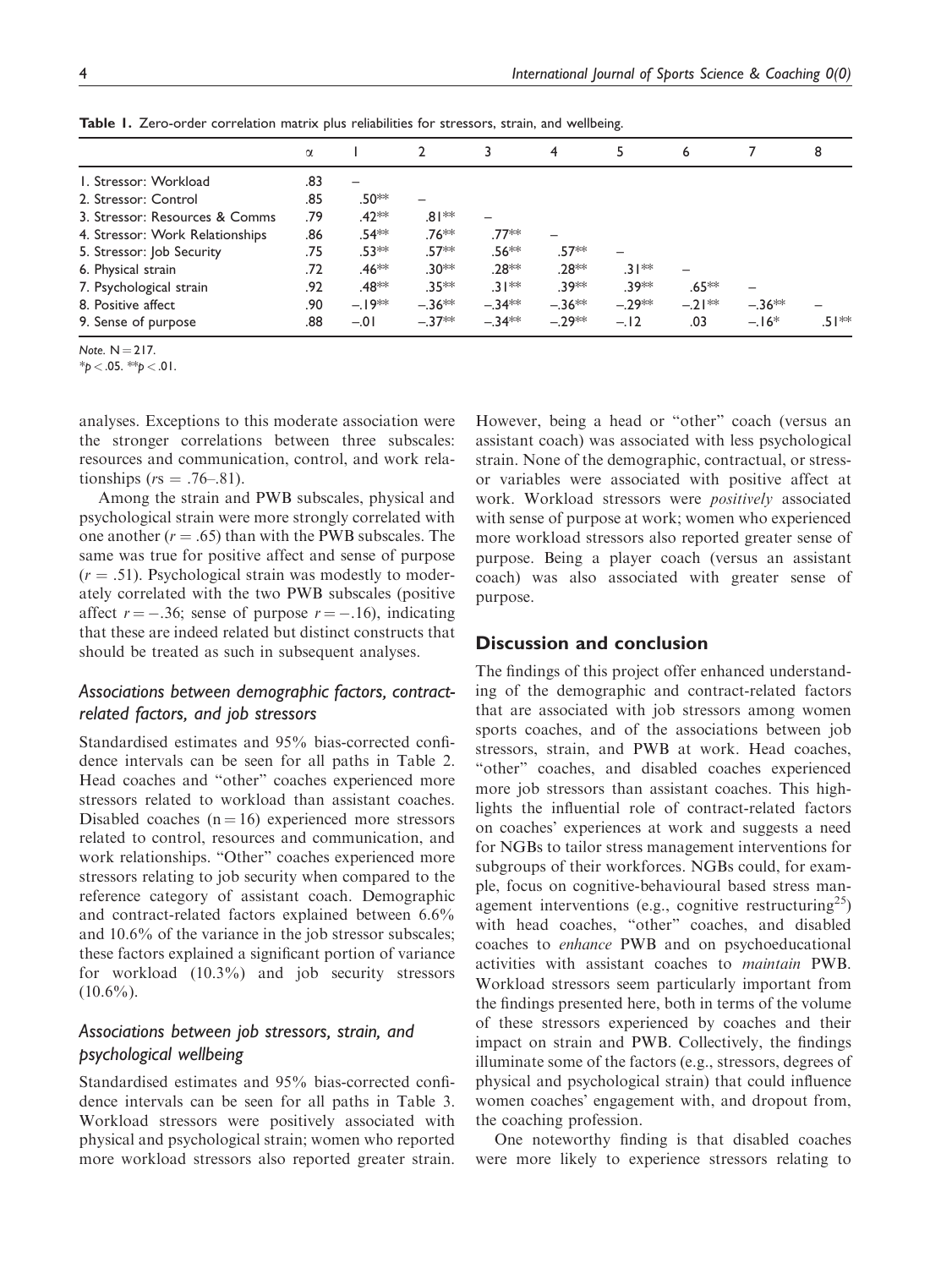**Table 1.** Zero-order correlation matrix plus reliabilities for stressors, strain, and wellbeing.

| | α | 1 | 2 | 3 | 4 | 5 | 6 | 7 | 8 |
|---|---|---|---|---|---|---|---|---|---|
| 1. Stressor: Workload | .83 | – | | | | | | | |
| 2. Stressor: Control | .85 | .50** | – | | | | | | |
| 3. Stressor: Resources & Comms | .79 | .42** | .81** | – | | | | | |
| 4. Stressor: Work Relationships | .86 | .54** | .76** | .77** | – | | | | |
| 5. Stressor: Job Security | .75 | .53** | .57** | .56** | .57** | – | | | |
| 6. Physical strain | .72 | .46** | .30** | .28** | .28** | .31** | – | | |
| 7. Psychological strain | .92 | .48** | .35** | .31** | .39** | .39** | .65** | – | |
| 8. Positive affect | .90 | −.19** | −.36** | −.34** | −.36** | −.29** | −.21** | −.36** | – |
| 9. Sense of purpose | .88 | −.01 | −.37** | −.34** | −.29** | −.12 | .03 | −.16* | .51** |

*Note.* N = 217.
*p < .05. **p < .01.

analyses. Exceptions to this moderate association were the stronger correlations between three subscales: resources and communication, control, and work relationships ($rs = .76$–$.81$).

Among the strain and PWB subscales, physical and psychological strain were more strongly correlated with one another ($r = .65$) than with the PWB subscales. The same was true for positive affect and sense of purpose ($r = .51$). Psychological strain was modestly to moderately correlated with the two PWB subscales (positive affect $r = -.36$; sense of purpose $r = -.16$), indicating that these are indeed related but distinct constructs that should be treated as such in subsequent analyses.

### *Associations between demographic factors, contract-related factors, and job stressors*

Standardised estimates and 95% bias-corrected confidence intervals can be seen for all paths in Table 2. Head coaches and "other" coaches experienced more stressors related to workload than assistant coaches. Disabled coaches (n = 16) experienced more stressors related to control, resources and communication, and work relationships. "Other" coaches experienced more stressors relating to job security when compared to the reference category of assistant coach. Demographic and contract-related factors explained between 6.6% and 10.6% of the variance in the job stressor subscales; these factors explained a significant portion of variance for workload (10.3%) and job security stressors (10.6%).

### *Associations between job stressors, strain, and psychological wellbeing*

Standardised estimates and 95% bias-corrected confidence intervals can be seen for all paths in Table 3. Workload stressors were positively associated with physical and psychological strain; women who reported more workload stressors also reported greater strain. However, being a head or "other" coach (versus an assistant coach) was associated with less psychological strain. None of the demographic, contractual, or stressor variables were associated with positive affect at work. Workload stressors were *positively* associated with sense of purpose at work; women who experienced more workload stressors also reported greater sense of purpose. Being a player coach (versus an assistant coach) was also associated with greater sense of purpose.

## Discussion and conclusion

The findings of this project offer enhanced understanding of the demographic and contract-related factors that are associated with job stressors among women sports coaches, and of the associations between job stressors, strain, and PWB at work. Head coaches, "other" coaches, and disabled coaches experienced more job stressors than assistant coaches. This highlights the influential role of contract-related factors on coaches' experiences at work and suggests a need for NGBs to tailor stress management interventions for subgroups of their workforces. NGBs could, for example, focus on cognitive-behavioural based stress management interventions (e.g., cognitive restructuring[25]) with head coaches, "other" coaches, and disabled coaches to *enhance* PWB and on psychoeducational activities with assistant coaches to *maintain* PWB. Workload stressors seem particularly important from the findings presented here, both in terms of the volume of these stressors experienced by coaches and their impact on strain and PWB. Collectively, the findings illuminate some of the factors (e.g., stressors, degrees of physical and psychological strain) that could influence women coaches' engagement with, and dropout from, the coaching profession.

One noteworthy finding is that disabled coaches were more likely to experience stressors relating to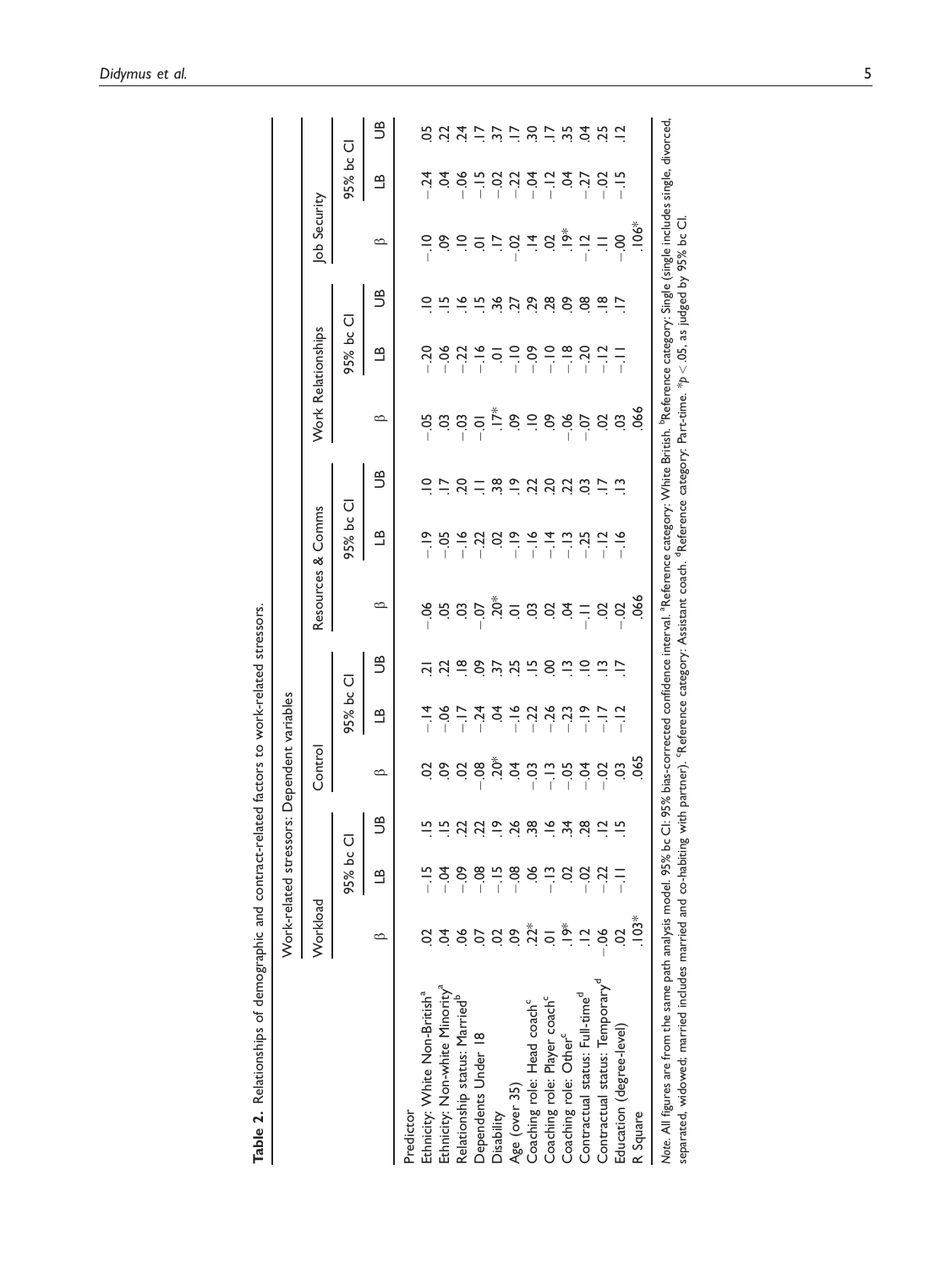**Table 2.** Relationships of demographic and contract-related factors to work-related stressors.

| | Work-related stressors: Dependent variables | | | | | | | | | | | | | | |
|---|---|---|---|---|---|---|---|---|---|---|---|---|---|---|---|
| | Workload | | | Control | | | Resources & Comms | | | Work Relationships | | | Job Security | | |
| | | 95% bc CI | | | 95% bc CI | | | 95% bc CI | | | 95% bc CI | | | 95% bc CI | |
| | β | LB | UB | β | LB | UB | β | LB | UB | β | LB | UB | β | LB | UB |
| Predictor | | | | | | | | | | | | | | | |
| Ethnicity: White Non-British[a] | .02 | −.15 | .15 | .02 | −.14 | .21 | −.06 | −.19 | .10 | −.05 | −.20 | .10 | −.10 | −.24 | .05 |
| Ethnicity: Non-white Minority[a] | .04 | −.04 | .15 | .09 | −.06 | .22 | .05 | −.05 | .17 | .03 | −.06 | .15 | .09 | .04 | .22 |
| Relationship status: Married[b] | .06 | −.09 | .22 | .02 | −.17 | .18 | .03 | −.16 | .20 | −.03 | −.22 | .16 | .10 | −.06 | .24 |
| Dependents Under 18 | .07 | −.08 | .22 | −.08 | −.24 | .09 | −.07 | −.22 | .11 | −.01 | −.16 | .15 | .01 | −.15 | .17 |
| Disability | .02 | −.15 | .19 | .20* | .04 | .37 | .20* | .02 | .38 | .17* | .01 | .36 | .17 | −.02 | .37 |
| Age (over 35) | .09 | −.08 | .26 | .04 | −.16 | .25 | .01 | −.19 | .19 | .09 | −.10 | .27 | −.02 | −.22 | .17 |
| Coaching role: Head coach[c] | .22* | .06 | .38 | −.03 | −.22 | .15 | .03 | −.16 | .22 | .10 | −.09 | .29 | .14 | −.04 | .30 |
| Coaching role: Player coach[c] | .01 | −.13 | .16 | −.13 | −.26 | .00 | .02 | −.14 | .20 | .09 | −.10 | .28 | .02 | −.12 | .17 |
| Coaching role: Other[c] | .19* | .02 | .34 | −.05 | −.23 | .13 | .04 | −.13 | .22 | −.06 | −.18 | .09 | .19* | .04 | .35 |
| Contractual status: Full-time[d] | .12 | −.02 | .28 | −.04 | −.19 | .10 | −.11 | −.25 | .03 | −.07 | −.20 | .08 | −.12 | −.27 | .04 |
| Contractual status: Temporary[d] | −.06 | −.22 | .12 | −.02 | −.17 | .13 | .02 | −.12 | .17 | .02 | −.12 | .18 | .11 | −.02 | .25 |
| Education (degree-level) | .02 | −.11 | .15 | .03 | −.12 | .17 | −.02 | −.16 | .13 | .03 | −.11 | .17 | −.00 | −.15 | .12 |
| R Square | .103* | | | .065 | | | .066 | | | .066 | | | .106* | | |

*Note.* All figures are from the same path analysis model. 95% bc CI: 95% bias-corrected confidence interval. [a]Reference category: White British. [b]Reference category: Single (single includes single, divorced, separated, widowed; married includes married and co-habiting with partner). [c]Reference category: Assistant coach. [d]Reference category: Part-time. *$p < .05$, as judged by 95% bc CI.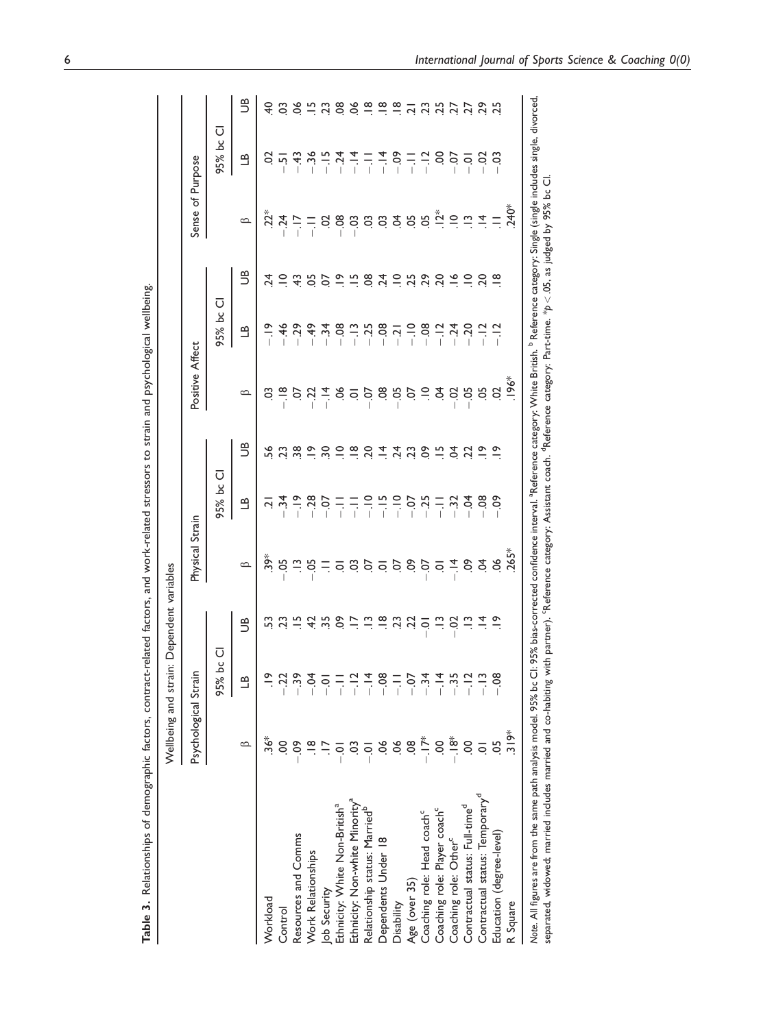**Table 3.** Relationships of demographic factors, contract-related factors, and work-related stressors to strain and psychological wellbeing.

| | Wellbeing and strain: Dependent variables | | | | | | | | | | | |
|---|---|---|---|---|---|---|---|---|---|---|---|---|
| | Psychological Strain | | | Physical Strain | | | Positive Affect | | | Sense of Purpose | | |
| | | 95% bc CI | | | 95% bc CI | | | 95% bc CI | | | 95% bc CI | |
| | β | LB | UB | β | LB | UB | β | LB | UB | β | LB | UB |
| Workload | .36* | .19 | .53 | .39* | .21 | .56 | .03 | −.19 | .24 | .22* | .02 | .40 |
| Control | .00 | −.22 | .23 | −.05 | −.34 | .23 | −.18 | −.46 | .10 | −.24 | −.51 | .03 |
| Resources and Comms | −.09 | −.39 | .15 | .13 | −.19 | .38 | .07 | −.29 | .43 | −.17 | −.43 | .06 |
| Work Relationships | .18 | −.04 | .42 | −.05 | −.28 | .19 | −.22 | −.49 | .05 | −.11 | −.36 | .15 |
| Job Security | .17 | −.01 | .35 | .11 | −.07 | .30 | −.14 | −.34 | .07 | .02 | −.15 | .23 |
| Ethnicity: White Non-British[a] | −.01 | −.11 | .09 | .01 | −.11 | .10 | .06 | −.08 | .19 | −.08 | −.24 | .08 |
| Ethnicity: Non-white Minority[a] | .03 | −.12 | .17 | .03 | −.11 | .18 | .01 | −.13 | .15 | −.03 | −.14 | .06 |
| Relationship status: Married[b] | −.01 | −.14 | .13 | .07 | −.10 | .20 | −.07 | −.25 | .08 | .03 | −.11 | .18 |
| Dependents Under 18 | .06 | −.08 | .18 | .01 | −.15 | .14 | .08 | −.08 | .24 | .03 | −.14 | .18 |
| Disability | .06 | −.11 | .23 | .07 | −.10 | .24 | −.05 | −.21 | .10 | .04 | −.09 | .18 |
| Age (over 35) | .08 | −.07 | .22 | .09 | −.07 | .23 | .07 | −.10 | .25 | .05 | −.11 | .21 |
| Coaching role: Head coach[c] | −.17* | −.34 | −.01 | −.07 | −.25 | .09 | .10 | −.08 | .29 | .05 | −.12 | .23 |
| Coaching role: Player coach[c] | .00 | −.14 | .13 | .01 | −.11 | .15 | .04 | −.12 | .20 | .12* | .00 | .25 |
| Coaching role: Other[c] | −.18* | −.35 | −.02 | −.14 | −.32 | .04 | −.02 | −.24 | .16 | .10 | −.07 | .27 |
| Contractual status: Full-time[d] | .00 | −.12 | .13 | .09 | −.04 | .22 | −.05 | −.20 | .10 | .13 | −.01 | .27 |
| Contractual status: Temporary[d] | .01 | −.13 | .14 | .04 | −.08 | .19 | .05 | −.12 | .20 | .14 | −.02 | .29 |
| Education (degree-level) | .05 | −.08 | .19 | .06 | −.09 | .19 | .02 | −.12 | .18 | .11 | −.03 | .25 |
| R Square | .319* | | | .265* | | | .196* | | | .240* | | |

*Note.* All figures are from the same path analysis model. 95% bc CI: 95% bias-corrected confidence interval. [a]Reference category: White British. [b] Reference category: Single (single includes single, divorced, separated, widowed; married includes married and co-habiting with partner). [c]Reference category: Assistant coach. [d]Reference category: Part-time. *$p < .05$, as judged by 95% bc CI.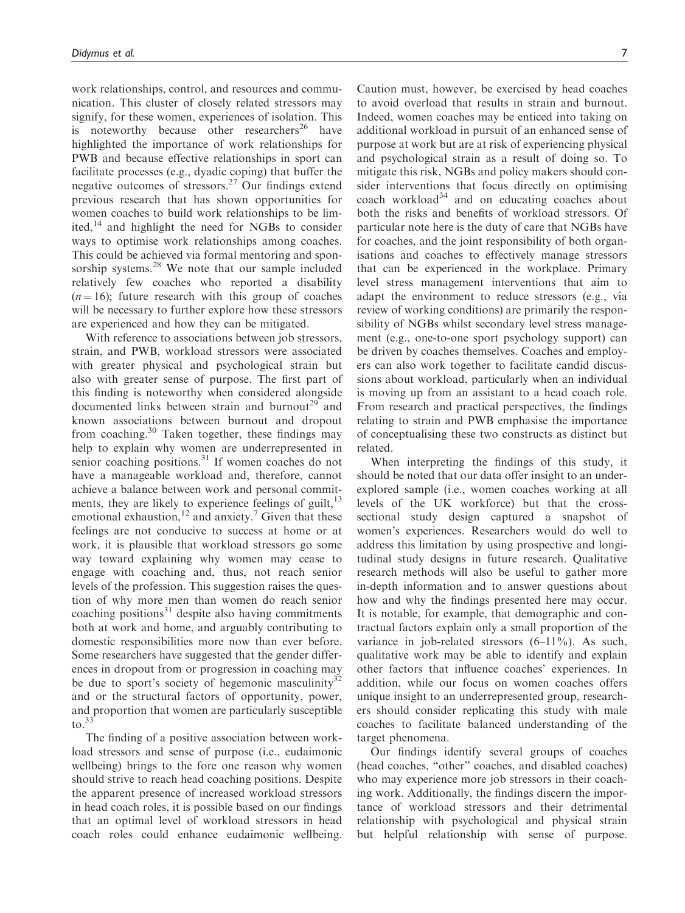work relationships, control, and resources and communication. This cluster of closely related stressors may signify, for these women, experiences of isolation. This is noteworthy because other researchers[26] have highlighted the importance of work relationships for PWB and because effective relationships in sport can facilitate processes (e.g., dyadic coping) that buffer the negative outcomes of stressors.[27] Our findings extend previous research that has shown opportunities for women coaches to build work relationships to be limited,[14] and highlight the need for NGBs to consider ways to optimise work relationships among coaches. This could be achieved via formal mentoring and sponsorship systems.[28] We note that our sample included relatively few coaches who reported a disability ($n = 16$); future research with this group of coaches will be necessary to further explore how these stressors are experienced and how they can be mitigated.

With reference to associations between job stressors, strain, and PWB, workload stressors were associated with greater physical and psychological strain but also with greater sense of purpose. The first part of this finding is noteworthy when considered alongside documented links between strain and burnout[29] and known associations between burnout and dropout from coaching.[30] Taken together, these findings may help to explain why women are underrepresented in senior coaching positions.[31] If women coaches do not have a manageable workload and, therefore, cannot achieve a balance between work and personal commitments, they are likely to experience feelings of guilt,[13] emotional exhaustion,[12] and anxiety.[7] Given that these feelings are not conducive to success at home or at work, it is plausible that workload stressors go some way toward explaining why women may cease to engage with coaching and, thus, not reach senior levels of the profession. This suggestion raises the question of why more men than women do reach senior coaching positions[31] despite also having commitments both at work and home, and arguably contributing to domestic responsibilities more now than ever before. Some researchers have suggested that the gender differences in dropout from or progression in coaching may be due to sport's society of hegemonic masculinity[32] and or the structural factors of opportunity, power, and proportion that women are particularly susceptible to.[33]

The finding of a positive association between workload stressors and sense of purpose (i.e., eudaimonic wellbeing) brings to the fore one reason why women should strive to reach head coaching positions. Despite the apparent presence of increased workload stressors in head coach roles, it is possible based on our findings that an optimal level of workload stressors in head coach roles could enhance eudaimonic wellbeing. Caution must, however, be exercised by head coaches to avoid overload that results in strain and burnout. Indeed, women coaches may be enticed into taking on additional workload in pursuit of an enhanced sense of purpose at work but are at risk of experiencing physical and psychological strain as a result of doing so. To mitigate this risk, NGBs and policy makers should consider interventions that focus directly on optimising coach workload[34] and on educating coaches about both the risks and benefits of workload stressors. Of particular note here is the duty of care that NGBs have for coaches, and the joint responsibility of both organisations and coaches to effectively manage stressors that can be experienced in the workplace. Primary level stress management interventions that aim to adapt the environment to reduce stressors (e.g., via review of working conditions) are primarily the responsibility of NGBs whilst secondary level stress management (e.g., one-to-one sport psychology support) can be driven by coaches themselves. Coaches and employers can also work together to facilitate candid discussions about workload, particularly when an individual is moving up from an assistant to a head coach role. From research and practical perspectives, the findings relating to strain and PWB emphasise the importance of conceptualising these two constructs as distinct but related.

When interpreting the findings of this study, it should be noted that our data offer insight to an under-explored sample (i.e., women coaches working at all levels of the UK workforce) but that the cross-sectional study design captured a snapshot of women's experiences. Researchers would do well to address this limitation by using prospective and longitudinal study designs in future research. Qualitative research methods will also be useful to gather more in-depth information and to answer questions about how and why the findings presented here may occur. It is notable, for example, that demographic and contractual factors explain only a small proportion of the variance in job-related stressors (6–11%). As such, qualitative work may be able to identify and explain other factors that influence coaches' experiences. In addition, while our focus on women coaches offers unique insight to an underrepresented group, researchers should consider replicating this study with male coaches to facilitate balanced understanding of the target phenomena.

Our findings identify several groups of coaches (head coaches, "other" coaches, and disabled coaches) who may experience more job stressors in their coaching work. Additionally, the findings discern the importance of workload stressors and their detrimental relationship with psychological and physical strain but helpful relationship with sense of purpose.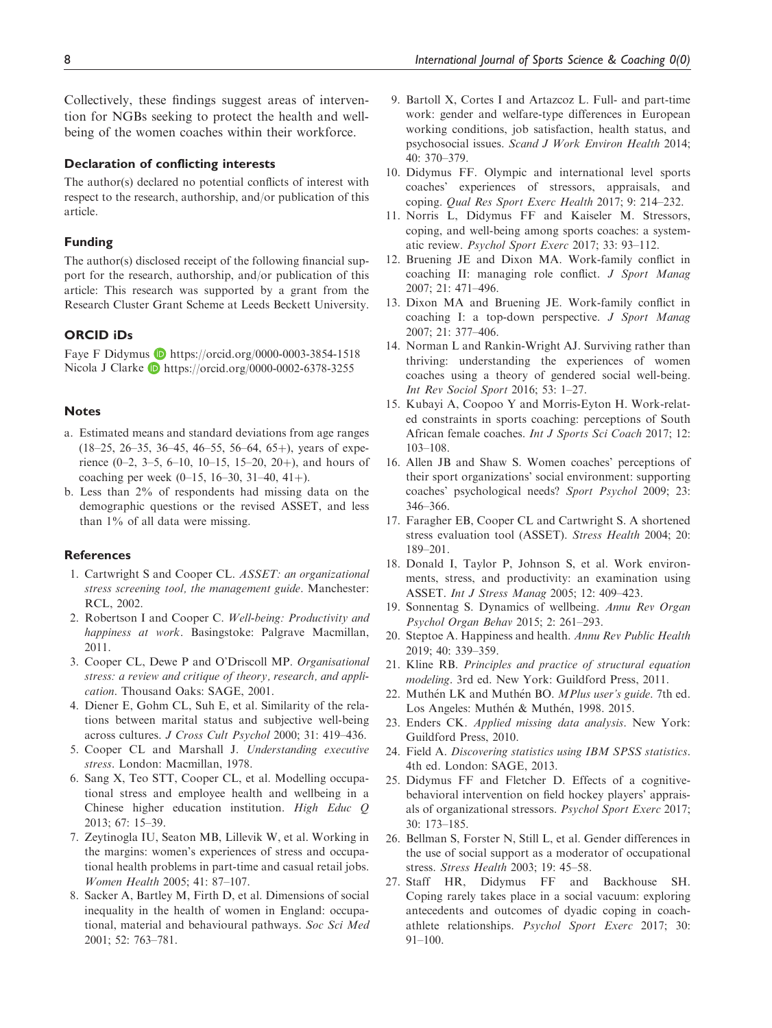Collectively, these findings suggest areas of intervention for NGBs seeking to protect the health and wellbeing of the women coaches within their workforce.

## Declaration of conflicting interests

The author(s) declared no potential conflicts of interest with respect to the research, authorship, and/or publication of this article.

## Funding

The author(s) disclosed receipt of the following financial support for the research, authorship, and/or publication of this article: This research was supported by a grant from the Research Cluster Grant Scheme at Leeds Beckett University.

## ORCID iDs

Faye F Didymus https://orcid.org/0000-0003-3854-1518
Nicola J Clarke https://orcid.org/0000-0002-6378-3255

## Notes

a. Estimated means and standard deviations from age ranges (18–25, 26–35, 36–45, 46–55, 56–64, 65+), years of experience (0–2, 3–5, 6–10, 10–15, 15–20, 20+), and hours of coaching per week (0–15, 16–30, 31–40, 41+).

b. Less than 2% of respondents had missing data on the demographic questions or the revised ASSET, and less than 1% of all data were missing.

## References

1. Cartwright S and Cooper CL. *ASSET: an organizational stress screening tool, the management guide*. Manchester: RCL, 2002.
2. Robertson I and Cooper C. *Well-being: Productivity and happiness at work*. Basingstoke: Palgrave Macmillan, 2011.
3. Cooper CL, Dewe P and O'Driscoll MP. *Organisational stress: a review and critique of theory, research, and application*. Thousand Oaks: SAGE, 2001.
4. Diener E, Gohm CL, Suh E, et al. Similarity of the relations between marital status and subjective well-being across cultures. *J Cross Cult Psychol* 2000; 31: 419–436.
5. Cooper CL and Marshall J. *Understanding executive stress*. London: Macmillan, 1978.
6. Sang X, Teo STT, Cooper CL, et al. Modelling occupational stress and employee health and wellbeing in a Chinese higher education institution. *High Educ Q* 2013; 67: 15–39.
7. Zeytinogla IU, Seaton MB, Lillevik W, et al. Working in the margins: women's experiences of stress and occupational health problems in part-time and casual retail jobs. *Women Health* 2005; 41: 87–107.
8. Sacker A, Bartley M, Firth D, et al. Dimensions of social inequality in the health of women in England: occupational, material and behavioural pathways. *Soc Sci Med* 2001; 52: 763–781.
9. Bartoll X, Cortes I and Artazcoz L. Full- and part-time work: gender and welfare-type differences in European working conditions, job satisfaction, health status, and psychosocial issues. *Scand J Work Environ Health* 2014; 40: 370–379.
10. Didymus FF. Olympic and international level sports coaches' experiences of stressors, appraisals, and coping. *Qual Res Sport Exerc Health* 2017; 9: 214–232.
11. Norris L, Didymus FF and Kaiseler M. Stressors, coping, and well-being among sports coaches: a systematic review. *Psychol Sport Exerc* 2017; 33: 93–112.
12. Bruening JE and Dixon MA. Work-family conflict in coaching II: managing role conflict. *J Sport Manag* 2007; 21: 471–496.
13. Dixon MA and Bruening JE. Work-family conflict in coaching I: a top-down perspective. *J Sport Manag* 2007; 21: 377–406.
14. Norman L and Rankin-Wright AJ. Surviving rather than thriving: understanding the experiences of women coaches using a theory of gendered social well-being. *Int Rev Sociol Sport* 2016; 53: 1–27.
15. Kubayi A, Coopoo Y and Morris-Eyton H. Work-related constraints in sports coaching: perceptions of South African female coaches. *Int J Sports Sci Coach* 2017; 12: 103–108.
16. Allen JB and Shaw S. Women coaches' perceptions of their sport organizations' social environment: supporting coaches' psychological needs? *Sport Psychol* 2009; 23: 346–366.
17. Faragher EB, Cooper CL and Cartwright S. A shortened stress evaluation tool (ASSET). *Stress Health* 2004; 20: 189–201.
18. Donald I, Taylor P, Johnson S, et al. Work environments, stress, and productivity: an examination using ASSET. *Int J Stress Manag* 2005; 12: 409–423.
19. Sonnentag S. Dynamics of wellbeing. *Annu Rev Organ Psychol Organ Behav* 2015; 2: 261–293.
20. Steptoe A. Happiness and health. *Annu Rev Public Health* 2019; 40: 339–359.
21. Kline RB. *Principles and practice of structural equation modeling*. 3rd ed. New York: Guildford Press, 2011.
22. Muthén LK and Muthén BO. *MPlus user's guide*. 7th ed. Los Angeles: Muthén & Muthén, 1998. 2015.
23. Enders CK. *Applied missing data analysis*. New York: Guildford Press, 2010.
24. Field A. *Discovering statistics using IBM SPSS statistics*. 4th ed. London: SAGE, 2013.
25. Didymus FF and Fletcher D. Effects of a cognitive-behavioral intervention on field hockey players' appraisals of organizational stressors. *Psychol Sport Exerc* 2017; 30: 173–185.
26. Bellman S, Forster N, Still L, et al. Gender differences in the use of social support as a moderator of occupational stress. *Stress Health* 2003; 19: 45–58.
27. Staff HR, Didymus FF and Backhouse SH. Coping rarely takes place in a social vacuum: exploring antecedents and outcomes of dyadic coping in coach-athlete relationships. *Psychol Sport Exerc* 2017; 30: 91–100.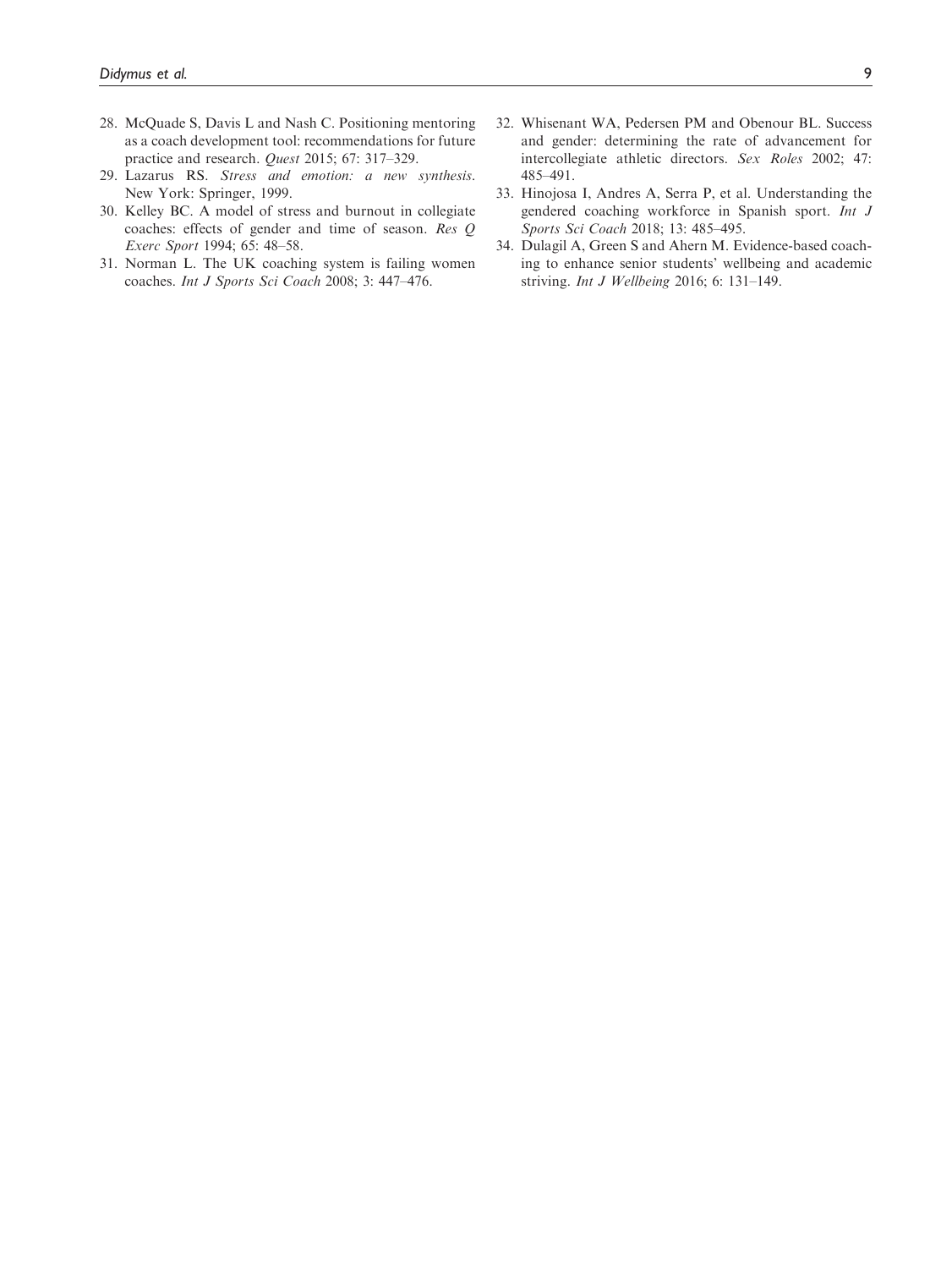28. McQuade S, Davis L and Nash C. Positioning mentoring as a coach development tool: recommendations for future practice and research. *Quest* 2015; 67: 317–329.
29. Lazarus RS. *Stress and emotion: a new synthesis*. New York: Springer, 1999.
30. Kelley BC. A model of stress and burnout in collegiate coaches: effects of gender and time of season. *Res Q Exerc Sport* 1994; 65: 48–58.
31. Norman L. The UK coaching system is failing women coaches. *Int J Sports Sci Coach* 2008; 3: 447–476.
32. Whisenant WA, Pedersen PM and Obenour BL. Success and gender: determining the rate of advancement for intercollegiate athletic directors. *Sex Roles* 2002; 47: 485–491.
33. Hinojosa I, Andres A, Serra P, et al. Understanding the gendered coaching workforce in Spanish sport. *Int J Sports Sci Coach* 2018; 13: 485–495.
34. Dulagil A, Green S and Ahern M. Evidence-based coaching to enhance senior students' wellbeing and academic striving. *Int J Wellbeing* 2016; 6: 131–149.